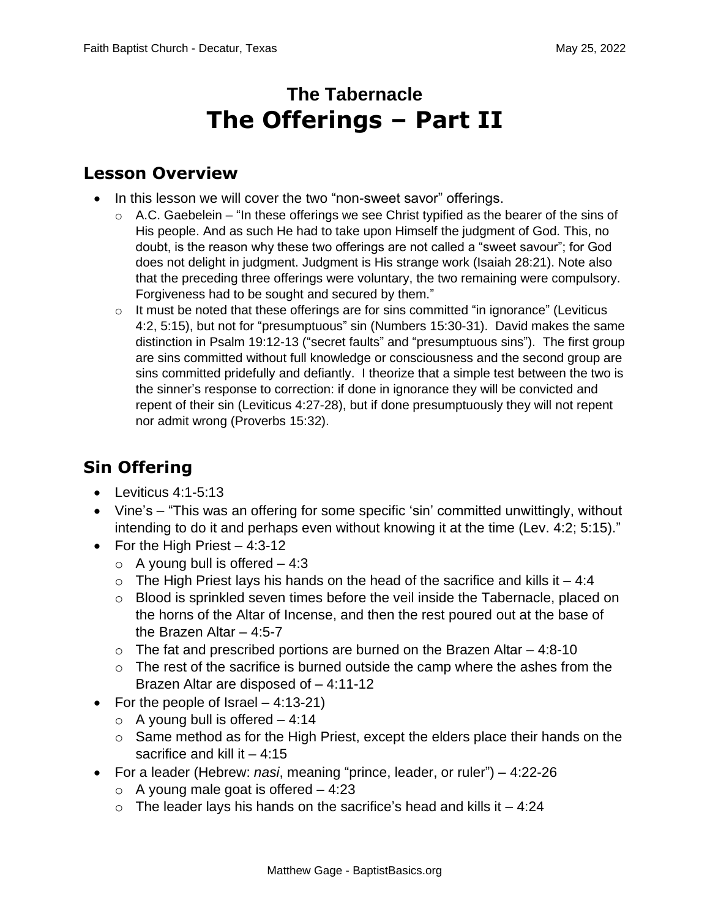# The Tabernacle
# The Offerings – Part II

## Lesson Overview

- In this lesson we will cover the two "non-sweet savor" offerings.
  - A.C. Gaebelein – "In these offerings we see Christ typified as the bearer of the sins of His people. And as such He had to take upon Himself the judgment of God. This, no doubt, is the reason why these two offerings are not called a "sweet savour"; for God does not delight in judgment. Judgment is His strange work (Isaiah 28:21). Note also that the preceding three offerings were voluntary, the two remaining were compulsory. Forgiveness had to be sought and secured by them."
  - It must be noted that these offerings are for sins committed "in ignorance" (Leviticus 4:2, 5:15), but not for "presumptuous" sin (Numbers 15:30-31). David makes the same distinction in Psalm 19:12-13 ("secret faults" and "presumptuous sins"). The first group are sins committed without full knowledge or consciousness and the second group are sins committed pridefully and defiantly. I theorize that a simple test between the two is the sinner's response to correction: if done in ignorance they will be convicted and repent of their sin (Leviticus 4:27-28), but if done presumptuously they will not repent nor admit wrong (Proverbs 15:32).

## Sin Offering

- Leviticus 4:1-5:13
- Vine's – "This was an offering for some specific 'sin' committed unwittingly, without intending to do it and perhaps even without knowing it at the time (Lev. 4:2; 5:15)."
- For the High Priest – 4:3-12
  - A young bull is offered – 4:3
  - The High Priest lays his hands on the head of the sacrifice and kills it – 4:4
  - Blood is sprinkled seven times before the veil inside the Tabernacle, placed on the horns of the Altar of Incense, and then the rest poured out at the base of the Brazen Altar – 4:5-7
  - The fat and prescribed portions are burned on the Brazen Altar – 4:8-10
  - The rest of the sacrifice is burned outside the camp where the ashes from the Brazen Altar are disposed of – 4:11-12
- For the people of Israel – 4:13-21)
  - A young bull is offered – 4:14
  - Same method as for the High Priest, except the elders place their hands on the sacrifice and kill it – 4:15
- For a leader (Hebrew: *nasi*, meaning "prince, leader, or ruler") – 4:22-26
  - A young male goat is offered – 4:23
  - The leader lays his hands on the sacrifice's head and kills it – 4:24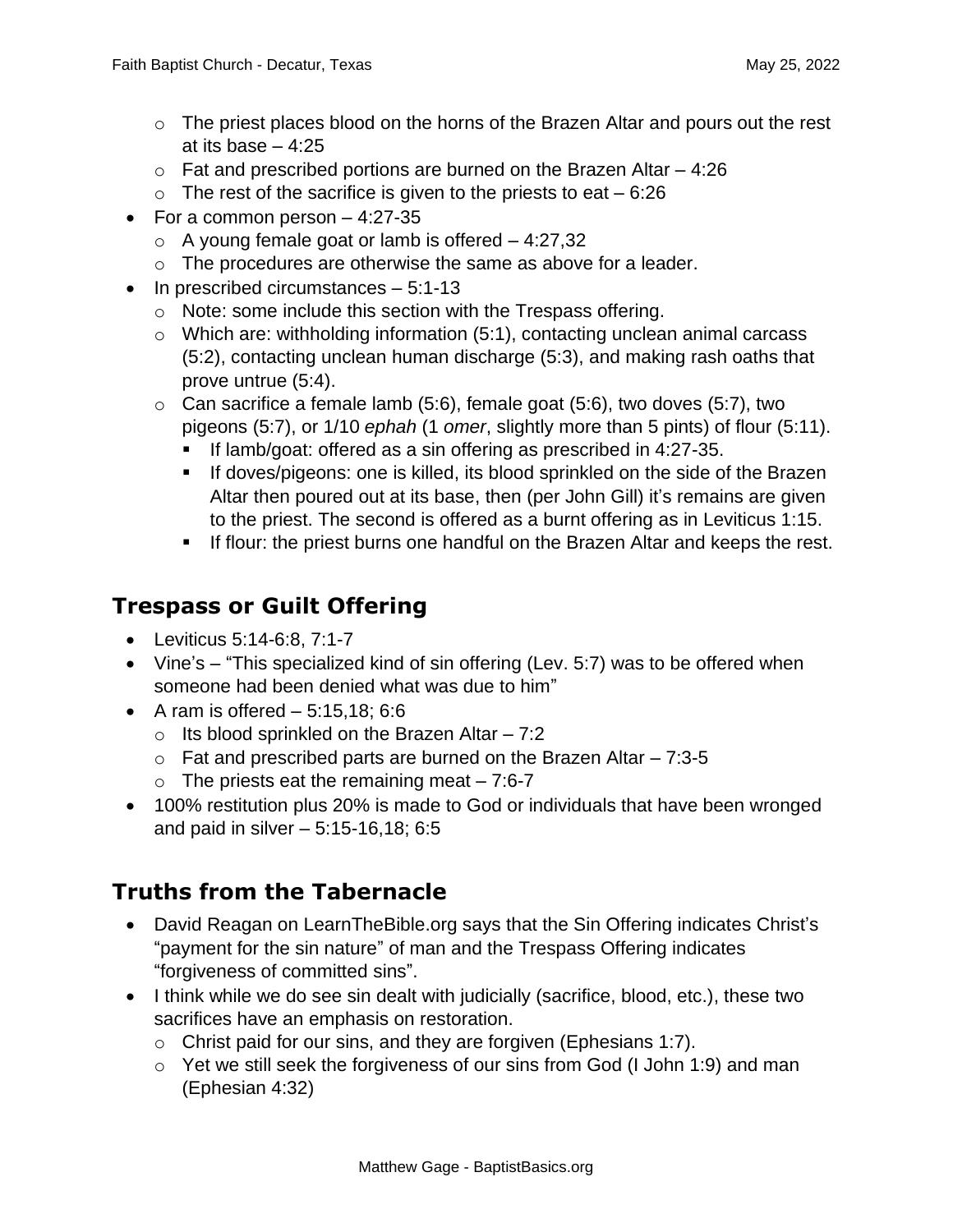- The priest places blood on the horns of the Brazen Altar and pours out the rest at its base – 4:25
  - Fat and prescribed portions are burned on the Brazen Altar – 4:26
  - The rest of the sacrifice is given to the priests to eat – 6:26
- For a common person – 4:27-35
  - A young female goat or lamb is offered – 4:27,32
  - The procedures are otherwise the same as above for a leader.
- In prescribed circumstances – 5:1-13
  - Note: some include this section with the Trespass offering.
  - Which are: withholding information (5:1), contacting unclean animal carcass (5:2), contacting unclean human discharge (5:3), and making rash oaths that prove untrue (5:4).
  - Can sacrifice a female lamb (5:6), female goat (5:6), two doves (5:7), two pigeons (5:7), or 1/10 *ephah* (1 *omer*, slightly more than 5 pints) of flour (5:11).
    - If lamb/goat: offered as a sin offering as prescribed in 4:27-35.
    - If doves/pigeons: one is killed, its blood sprinkled on the side of the Brazen Altar then poured out at its base, then (per John Gill) it's remains are given to the priest. The second is offered as a burnt offering as in Leviticus 1:15.
    - If flour: the priest burns one handful on the Brazen Altar and keeps the rest.

## Trespass or Guilt Offering

- Leviticus 5:14-6:8, 7:1-7
- Vine's – "This specialized kind of sin offering (Lev. 5:7) was to be offered when someone had been denied what was due to him"
- A ram is offered – 5:15,18; 6:6
  - Its blood sprinkled on the Brazen Altar – 7:2
  - Fat and prescribed parts are burned on the Brazen Altar – 7:3-5
  - The priests eat the remaining meat – 7:6-7
- 100% restitution plus 20% is made to God or individuals that have been wronged and paid in silver – 5:15-16,18; 6:5

## Truths from the Tabernacle

- David Reagan on LearnTheBible.org says that the Sin Offering indicates Christ's "payment for the sin nature" of man and the Trespass Offering indicates "forgiveness of committed sins".
- I think while we do see sin dealt with judicially (sacrifice, blood, etc.), these two sacrifices have an emphasis on restoration.
  - Christ paid for our sins, and they are forgiven (Ephesians 1:7).
  - Yet we still seek the forgiveness of our sins from God (I John 1:9) and man (Ephesian 4:32)